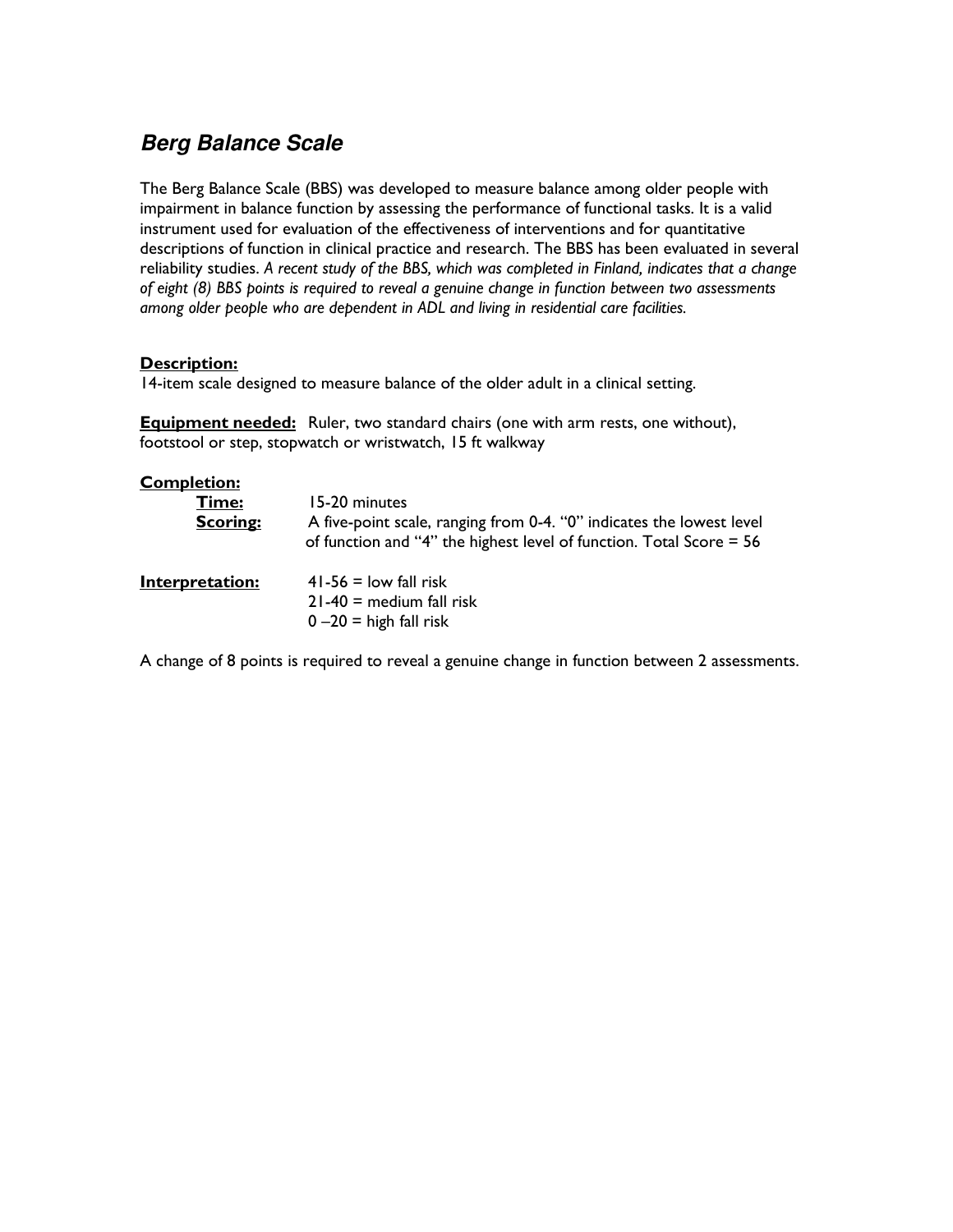# ***Berg Balance Scale***

The Berg Balance Scale (BBS) was developed to measure balance among older people with impairment in balance function by assessing the performance of functional tasks. It is a valid instrument used for evaluation of the effectiveness of interventions and for quantitative descriptions of function in clinical practice and research. The BBS has been evaluated in several reliability studies. *A recent study of the BBS, which was completed in Finland, indicates that a change of eight (8) BBS points is required to reveal a genuine change in function between two assessments among older people who are dependent in ADL and living in residential care facilities.*

**Description:**
14-item scale designed to measure balance of the older adult in a clinical setting.

**Equipment needed:** Ruler, two standard chairs (one with arm rests, one without), footstool or step, stopwatch or wristwatch, 15 ft walkway

**Completion:**

**Time:** 15-20 minutes

**Scoring:** A five-point scale, ranging from 0-4. "0" indicates the lowest level of function and "4" the highest level of function. Total Score = 56

**Interpretation:**
41-56 = low fall risk
21-40 = medium fall risk
0 –20 = high fall risk

A change of 8 points is required to reveal a genuine change in function between 2 assessments.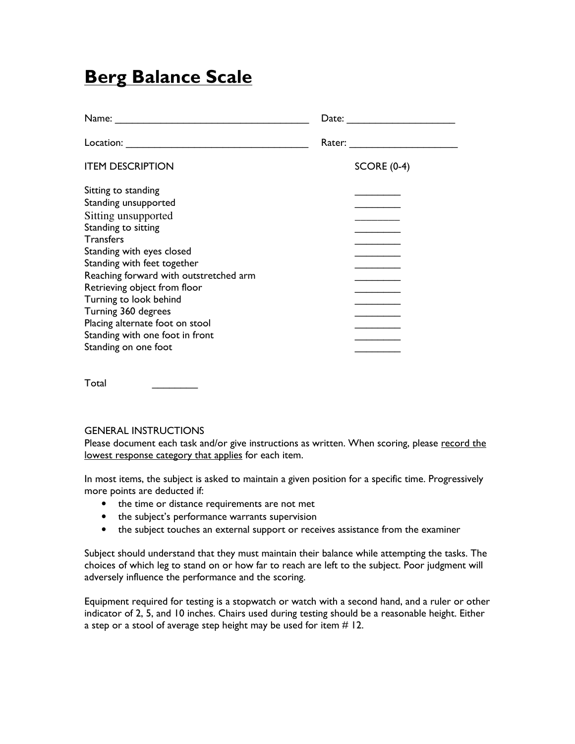# **Berg Balance Scale**

Name: ___________________________________ Date: ___________________

Location: _________________________________ Rater: ___________________

| ITEM DESCRIPTION | SCORE (0-4) |
|---|---|
| Sitting to standing | ________ |
| Standing unsupported | ________ |
| Sitting unsupported | ________ |
| Standing to sitting | ________ |
| Transfers | ________ |
| Standing with eyes closed | ________ |
| Standing with feet together | ________ |
| Reaching forward with outstretched arm | ________ |
| Retrieving object from floor | ________ |
| Turning to look behind | ________ |
| Turning 360 degrees | ________ |
| Placing alternate foot on stool | ________ |
| Standing with one foot in front | ________ |
| Standing on one foot | ________ |

Total ________

GENERAL INSTRUCTIONS

Please document each task and/or give instructions as written. When scoring, please <u>record the lowest response category that applies</u> for each item.

In most items, the subject is asked to maintain a given position for a specific time. Progressively more points are deducted if:

- the time or distance requirements are not met
- the subject's performance warrants supervision
- the subject touches an external support or receives assistance from the examiner

Subject should understand that they must maintain their balance while attempting the tasks. The choices of which leg to stand on or how far to reach are left to the subject. Poor judgment will adversely influence the performance and the scoring.

Equipment required for testing is a stopwatch or watch with a second hand, and a ruler or other indicator of 2, 5, and 10 inches. Chairs used during testing should be a reasonable height. Either a step or a stool of average step height may be used for item # 12.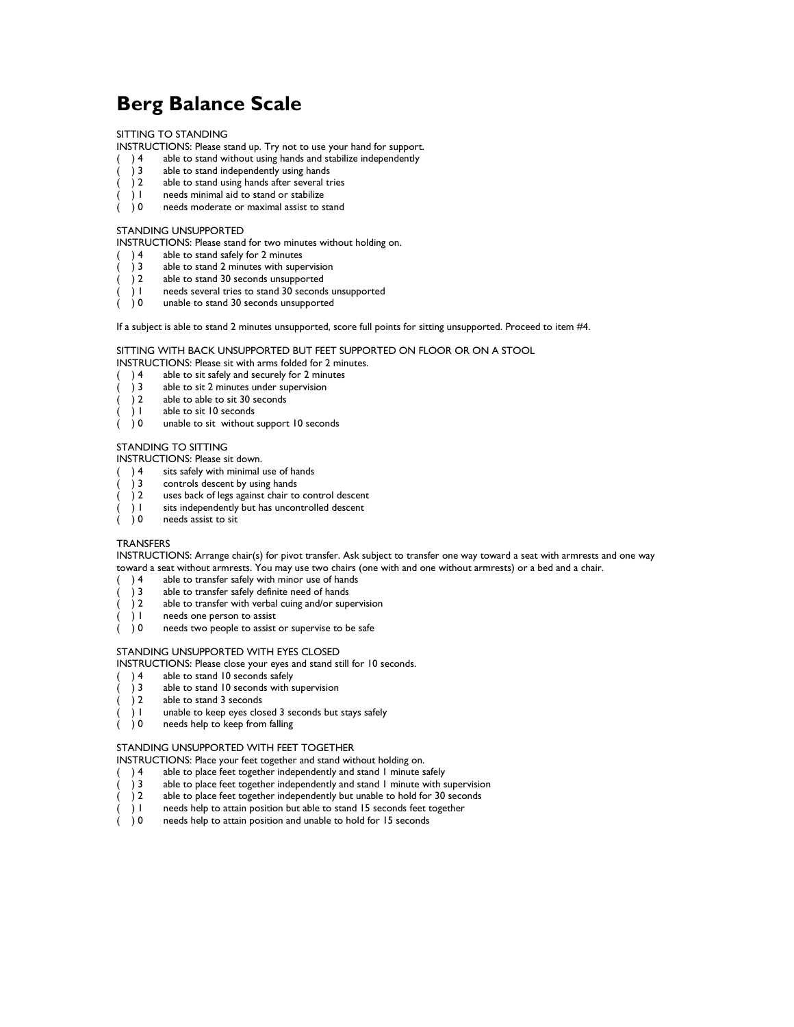# Berg Balance Scale

SITTING TO STANDING

INSTRUCTIONS: Please stand up. Try not to use your hand for support.

( ) 4 able to stand without using hands and stabilize independently
( ) 3 able to stand independently using hands
( ) 2 able to stand using hands after several tries
( ) 1 needs minimal aid to stand or stabilize
( ) 0 needs moderate or maximal assist to stand

STANDING UNSUPPORTED

INSTRUCTIONS: Please stand for two minutes without holding on.

( ) 4 able to stand safely for 2 minutes
( ) 3 able to stand 2 minutes with supervision
( ) 2 able to stand 30 seconds unsupported
( ) 1 needs several tries to stand 30 seconds unsupported
( ) 0 unable to stand 30 seconds unsupported

If a subject is able to stand 2 minutes unsupported, score full points for sitting unsupported. Proceed to item #4.

SITTING WITH BACK UNSUPPORTED BUT FEET SUPPORTED ON FLOOR OR ON A STOOL

INSTRUCTIONS: Please sit with arms folded for 2 minutes.

( ) 4 able to sit safely and securely for 2 minutes
( ) 3 able to sit 2 minutes under supervision
( ) 2 able to able to sit 30 seconds
( ) 1 able to sit 10 seconds
( ) 0 unable to sit without support 10 seconds

STANDING TO SITTING

INSTRUCTIONS: Please sit down.

( ) 4 sits safely with minimal use of hands
( ) 3 controls descent by using hands
( ) 2 uses back of legs against chair to control descent
( ) 1 sits independently but has uncontrolled descent
( ) 0 needs assist to sit

TRANSFERS

INSTRUCTIONS: Arrange chair(s) for pivot transfer. Ask subject to transfer one way toward a seat with armrests and one way toward a seat without armrests. You may use two chairs (one with and one without armrests) or a bed and a chair.

( ) 4 able to transfer safely with minor use of hands
( ) 3 able to transfer safely definite need of hands
( ) 2 able to transfer with verbal cuing and/or supervision
( ) 1 needs one person to assist
( ) 0 needs two people to assist or supervise to be safe

STANDING UNSUPPORTED WITH EYES CLOSED

INSTRUCTIONS: Please close your eyes and stand still for 10 seconds.

( ) 4 able to stand 10 seconds safely
( ) 3 able to stand 10 seconds with supervision
( ) 2 able to stand 3 seconds
( ) 1 unable to keep eyes closed 3 seconds but stays safely
( ) 0 needs help to keep from falling

STANDING UNSUPPORTED WITH FEET TOGETHER

INSTRUCTIONS: Place your feet together and stand without holding on.

( ) 4 able to place feet together independently and stand 1 minute safely
( ) 3 able to place feet together independently and stand 1 minute with supervision
( ) 2 able to place feet together independently but unable to hold for 30 seconds
( ) 1 needs help to attain position but able to stand 15 seconds feet together
( ) 0 needs help to attain position and unable to hold for 15 seconds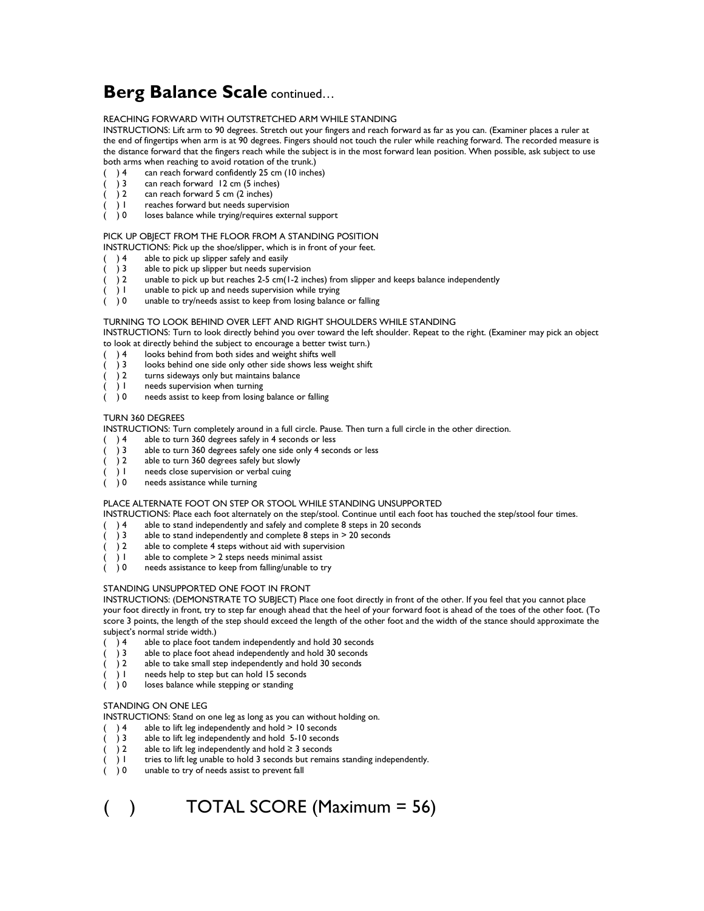# Berg Balance Scale continued…

REACHING FORWARD WITH OUTSTRETCHED ARM WHILE STANDING

INSTRUCTIONS: Lift arm to 90 degrees. Stretch out your fingers and reach forward as far as you can. (Examiner places a ruler at the end of fingertips when arm is at 90 degrees. Fingers should not touch the ruler while reaching forward. The recorded measure is the distance forward that the fingers reach while the subject is in the most forward lean position. When possible, ask subject to use both arms when reaching to avoid rotation of the trunk.)

( ) 4 can reach forward confidently 25 cm (10 inches)
( ) 3 can reach forward 12 cm (5 inches)
( ) 2 can reach forward 5 cm (2 inches)
( ) 1 reaches forward but needs supervision
( ) 0 loses balance while trying/requires external support

PICK UP OBJECT FROM THE FLOOR FROM A STANDING POSITION

INSTRUCTIONS: Pick up the shoe/slipper, which is in front of your feet.

( ) 4 able to pick up slipper safely and easily
( ) 3 able to pick up slipper but needs supervision
( ) 2 unable to pick up but reaches 2-5 cm(1-2 inches) from slipper and keeps balance independently
( ) 1 unable to pick up and needs supervision while trying
( ) 0 unable to try/needs assist to keep from losing balance or falling

TURNING TO LOOK BEHIND OVER LEFT AND RIGHT SHOULDERS WHILE STANDING

INSTRUCTIONS: Turn to look directly behind you over toward the left shoulder. Repeat to the right. (Examiner may pick an object to look at directly behind the subject to encourage a better twist turn.)

( ) 4 looks behind from both sides and weight shifts well
( ) 3 looks behind one side only other side shows less weight shift
( ) 2 turns sideways only but maintains balance
( ) 1 needs supervision when turning
( ) 0 needs assist to keep from losing balance or falling

TURN 360 DEGREES

INSTRUCTIONS: Turn completely around in a full circle. Pause. Then turn a full circle in the other direction.

( ) 4 able to turn 360 degrees safely in 4 seconds or less
( ) 3 able to turn 360 degrees safely one side only 4 seconds or less
( ) 2 able to turn 360 degrees safely but slowly
( ) 1 needs close supervision or verbal cuing
( ) 0 needs assistance while turning

PLACE ALTERNATE FOOT ON STEP OR STOOL WHILE STANDING UNSUPPORTED

INSTRUCTIONS: Place each foot alternately on the step/stool. Continue until each foot has touched the step/stool four times.

( ) 4 able to stand independently and safely and complete 8 steps in 20 seconds
( ) 3 able to stand independently and complete 8 steps in > 20 seconds
( ) 2 able to complete 4 steps without aid with supervision
( ) 1 able to complete > 2 steps needs minimal assist
( ) 0 needs assistance to keep from falling/unable to try

STANDING UNSUPPORTED ONE FOOT IN FRONT

INSTRUCTIONS: (DEMONSTRATE TO SUBJECT) Place one foot directly in front of the other. If you feel that you cannot place your foot directly in front, try to step far enough ahead that the heel of your forward foot is ahead of the toes of the other foot. (To score 3 points, the length of the step should exceed the length of the other foot and the width of the stance should approximate the subject's normal stride width.)

( ) 4 able to place foot tandem independently and hold 30 seconds
( ) 3 able to place foot ahead independently and hold 30 seconds
( ) 2 able to take small step independently and hold 30 seconds
( ) 1 needs help to step but can hold 15 seconds
( ) 0 loses balance while stepping or standing

STANDING ON ONE LEG

INSTRUCTIONS: Stand on one leg as long as you can without holding on.

( ) 4 able to lift leg independently and hold > 10 seconds
( ) 3 able to lift leg independently and hold 5-10 seconds
( ) 2 able to lift leg independently and hold ≥ 3 seconds
( ) 1 tries to lift leg unable to hold 3 seconds but remains standing independently.
( ) 0 unable to try of needs assist to prevent fall

## ( ) TOTAL SCORE (Maximum = 56)